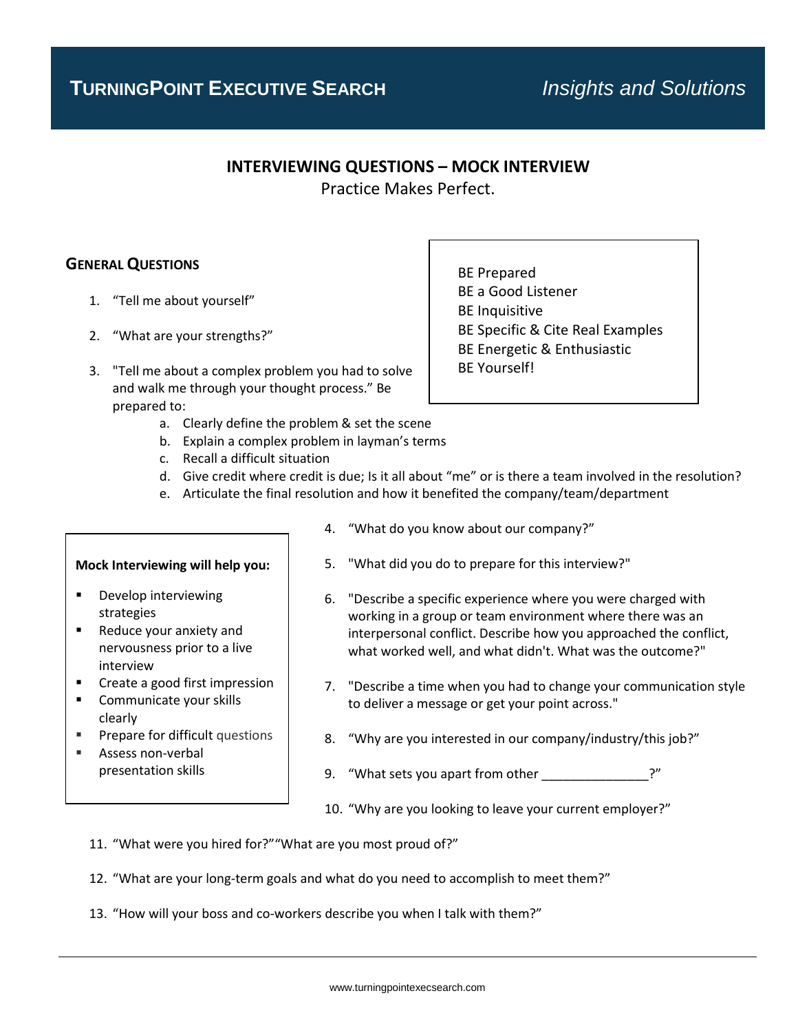**TURNINGPOINT EXECUTIVE SEARCH** *Insights and Solutions*

# INTERVIEWING QUESTIONS – MOCK INTERVIEW

Practice Makes Perfect.

## GENERAL QUESTIONS

BE Prepared
BE a Good Listener
BE Inquisitive
BE Specific & Cite Real Examples
BE Energetic & Enthusiastic
BE Yourself!

1. “Tell me about yourself”
2. “What are your strengths?”
3. "Tell me about a complex problem you had to solve and walk me through your thought process.” Be prepared to:
   a. Clearly define the problem & set the scene
   b. Explain a complex problem in layman’s terms
   c. Recall a difficult situation
   d. Give credit where credit is due; Is it all about “me” or is there a team involved in the resolution?
   e. Articulate the final resolution and how it benefited the company/team/department

**Mock Interviewing will help you:**

- Develop interviewing strategies
- Reduce your anxiety and nervousness prior to a live interview
- Create a good first impression
- Communicate your skills clearly
- Prepare for difficult questions
- Assess non-verbal presentation skills

4. “What do you know about our company?”
5. "What did you do to prepare for this interview?"
6. "Describe a specific experience where you were charged with working in a group or team environment where there was an interpersonal conflict. Describe how you approached the conflict, what worked well, and what didn't. What was the outcome?"
7. "Describe a time when you had to change your communication style to deliver a message or get your point across."
8. “Why are you interested in our company/industry/this job?”
9. “What sets you apart from other _______________?”
10. “Why are you looking to leave your current employer?”
11. “What were you hired for?” “What are you most proud of?”
12. “What are your long-term goals and what do you need to accomplish to meet them?”
13. “How will your boss and co-workers describe you when I talk with them?”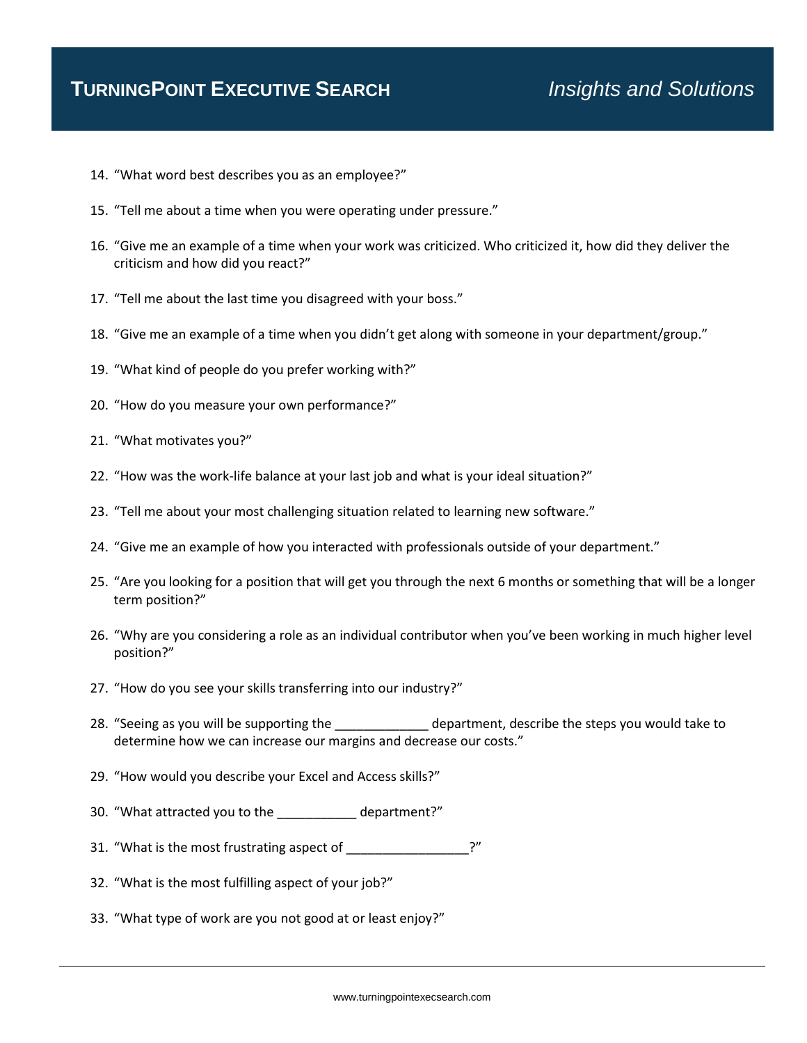14. "What word best describes you as an employee?"

15. "Tell me about a time when you were operating under pressure."

16. "Give me an example of a time when your work was criticized. Who criticized it, how did they deliver the criticism and how did you react?"

17. "Tell me about the last time you disagreed with your boss."

18. "Give me an example of a time when you didn't get along with someone in your department/group."

19. "What kind of people do you prefer working with?"

20. "How do you measure your own performance?"

21. "What motivates you?"

22. "How was the work-life balance at your last job and what is your ideal situation?"

23. "Tell me about your most challenging situation related to learning new software."

24. "Give me an example of how you interacted with professionals outside of your department."

25. "Are you looking for a position that will get you through the next 6 months or something that will be a longer term position?"

26. "Why are you considering a role as an individual contributor when you've been working in much higher level position?"

27. "How do you see your skills transferring into our industry?"

28. "Seeing as you will be supporting the _____________ department, describe the steps you would take to determine how we can increase our margins and decrease our costs."

29. "How would you describe your Excel and Access skills?"

30. "What attracted you to the ___________ department?"

31. "What is the most frustrating aspect of _________________?"

32. "What is the most fulfilling aspect of your job?"

33. "What type of work are you not good at or least enjoy?"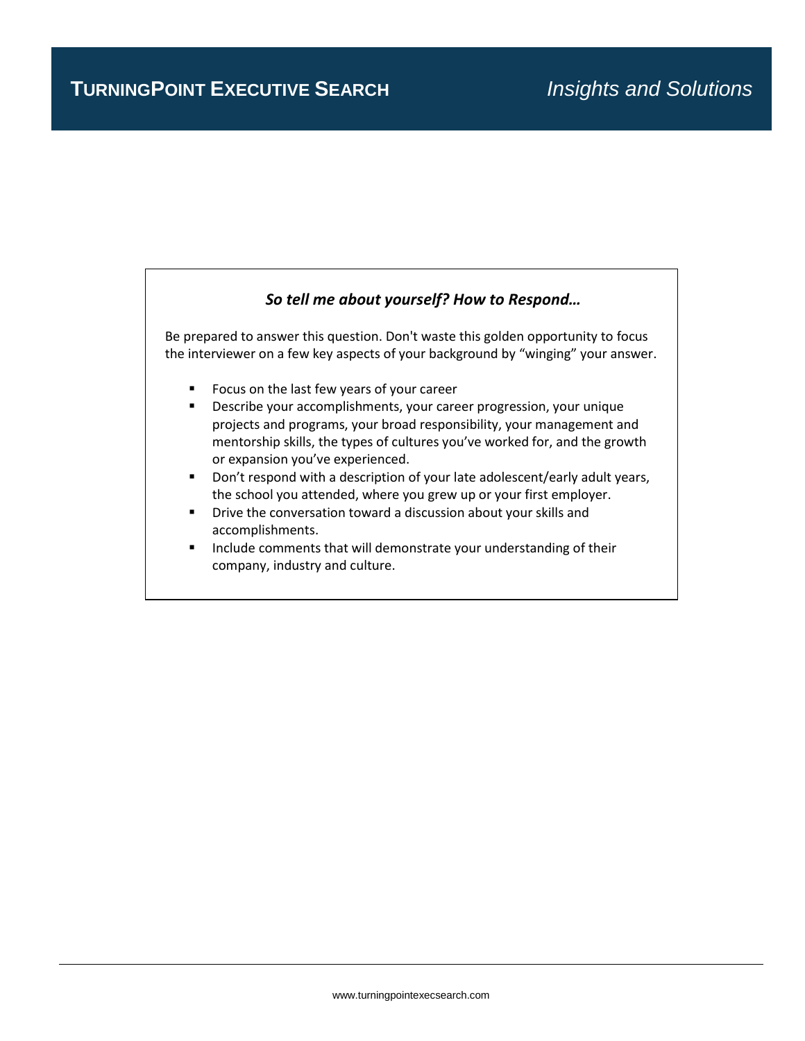### ***So tell me about yourself? How to Respond…***

Be prepared to answer this question. Don't waste this golden opportunity to focus the interviewer on a few key aspects of your background by “winging” your answer.

- Focus on the last few years of your career
- Describe your accomplishments, your career progression, your unique projects and programs, your broad responsibility, your management and mentorship skills, the types of cultures you’ve worked for, and the growth or expansion you’ve experienced.
- Don’t respond with a description of your late adolescent/early adult years, the school you attended, where you grew up or your first employer.
- Drive the conversation toward a discussion about your skills and accomplishments.
- Include comments that will demonstrate your understanding of their company, industry and culture.